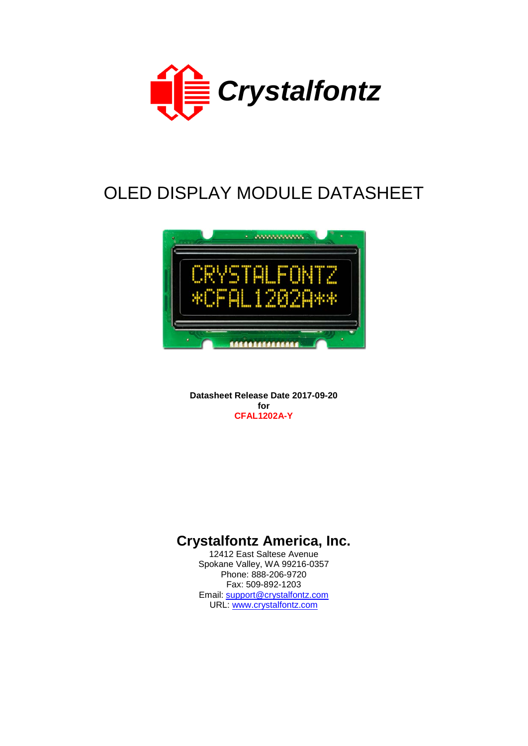# OLED DISPLAY MODULE DATASHEET

**Datasheet Release Date 2017-09-20**
**for**
**CFAL1202A-Y**

## Crystalfontz America, Inc.

12412 East Saltese Avenue
Spokane Valley, WA 99216-0357
Phone: 888-206-9720
Fax: 509-892-1203
Email: support@crystalfontz.com
URL: www.crystalfontz.com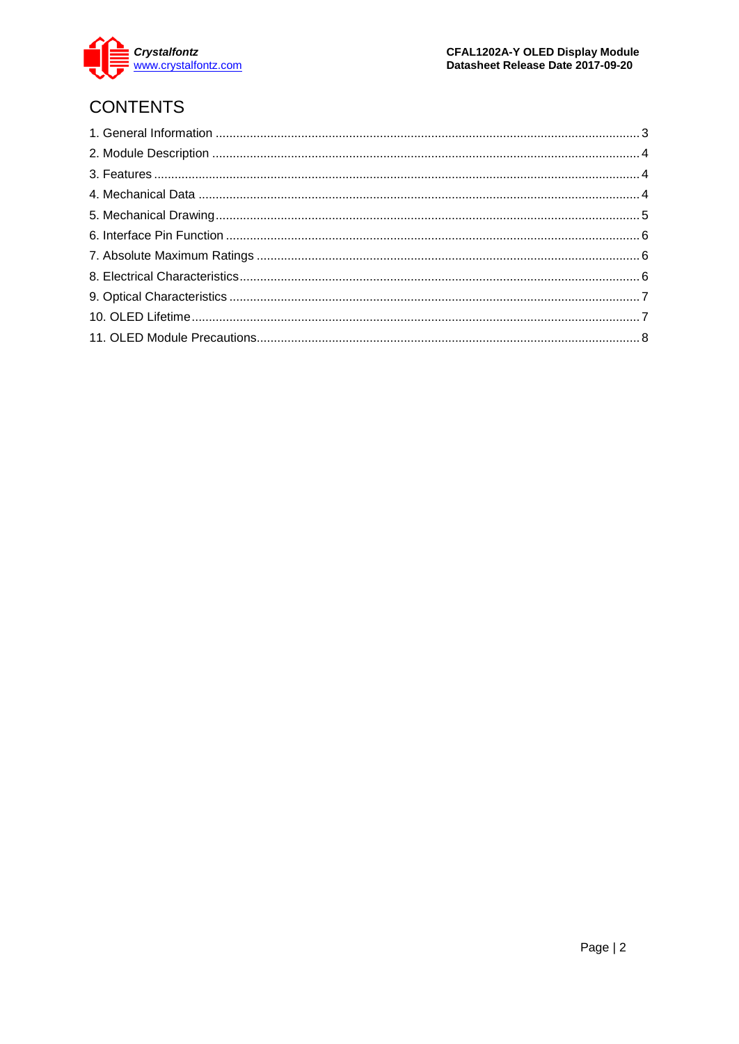# CONTENTS

1. General Information ........................................................................................................... 3
2. Module Description ............................................................................................................ 4
3. Features ............................................................................................................................. 4
4. Mechanical Data ................................................................................................................ 4
5. Mechanical Drawing ........................................................................................................... 5
6. Interface Pin Function ........................................................................................................ 6
7. Absolute Maximum Ratings ............................................................................................... 6
8. Electrical Characteristics .................................................................................................... 6
9. Optical Characteristics ....................................................................................................... 7
10. OLED Lifetime .................................................................................................................. 7
11. OLED Module Precautions ............................................................................................... 8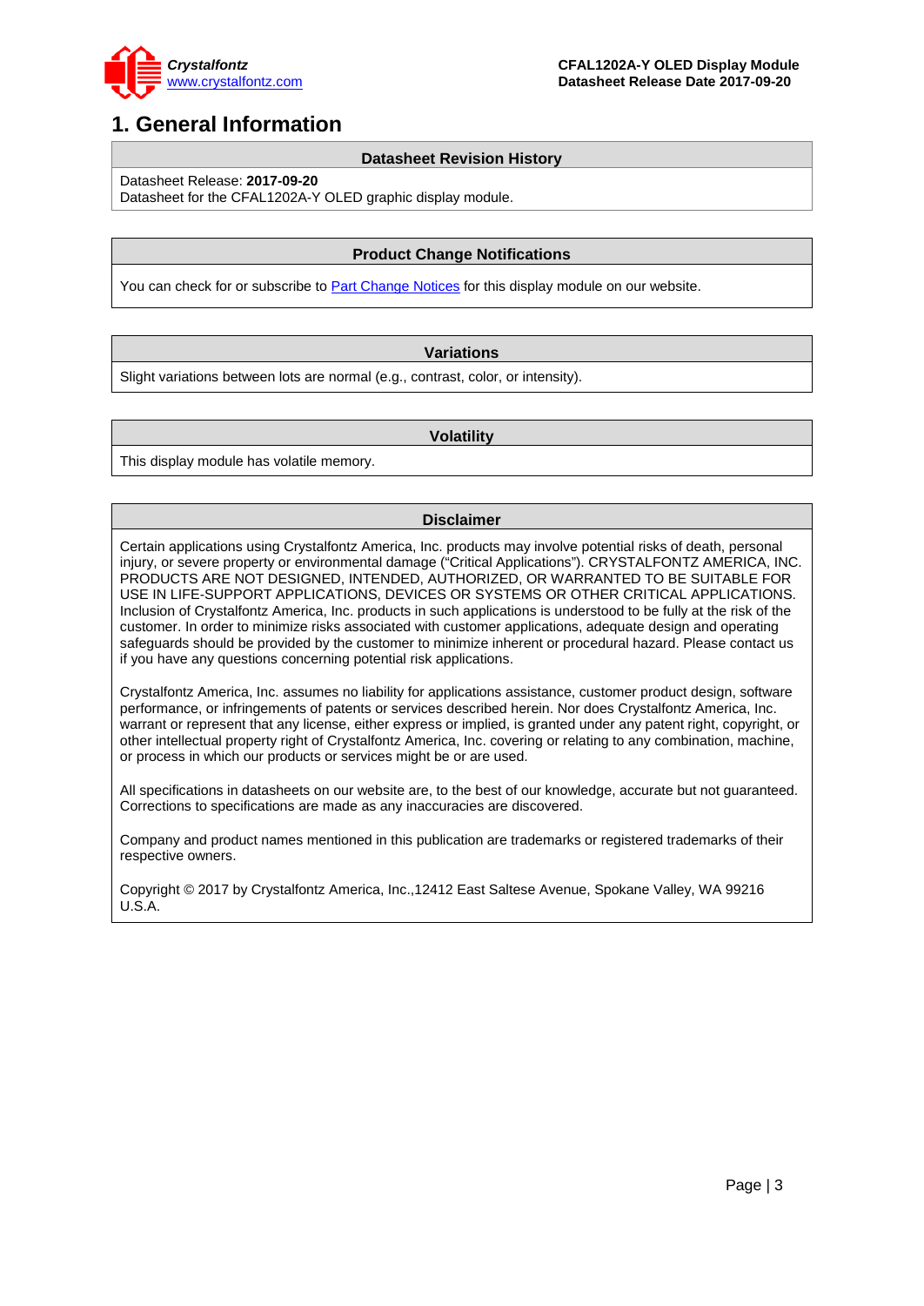# 1. General Information

## Datasheet Revision History

Datasheet Release: **2017-09-20**
Datasheet for the CFAL1202A-Y OLED graphic display module.

## Product Change Notifications

You can check for or subscribe to Part Change Notices for this display module on our website.

## Variations

Slight variations between lots are normal (e.g., contrast, color, or intensity).

## Volatility

This display module has volatile memory.

## Disclaimer

Certain applications using Crystalfontz America, Inc. products may involve potential risks of death, personal injury, or severe property or environmental damage (“Critical Applications”). CRYSTALFONTZ AMERICA, INC. PRODUCTS ARE NOT DESIGNED, INTENDED, AUTHORIZED, OR WARRANTED TO BE SUITABLE FOR USE IN LIFE-SUPPORT APPLICATIONS, DEVICES OR SYSTEMS OR OTHER CRITICAL APPLICATIONS. Inclusion of Crystalfontz America, Inc. products in such applications is understood to be fully at the risk of the customer. In order to minimize risks associated with customer applications, adequate design and operating safeguards should be provided by the customer to minimize inherent or procedural hazard. Please contact us if you have any questions concerning potential risk applications.

Crystalfontz America, Inc. assumes no liability for applications assistance, customer product design, software performance, or infringements of patents or services described herein. Nor does Crystalfontz America, Inc. warrant or represent that any license, either express or implied, is granted under any patent right, copyright, or other intellectual property right of Crystalfontz America, Inc. covering or relating to any combination, machine, or process in which our products or services might be or are used.

All specifications in datasheets on our website are, to the best of our knowledge, accurate but not guaranteed. Corrections to specifications are made as any inaccuracies are discovered.

Company and product names mentioned in this publication are trademarks or registered trademarks of their respective owners.

Copyright © 2017 by Crystalfontz America, Inc.,12412 East Saltese Avenue, Spokane Valley, WA 99216 U.S.A.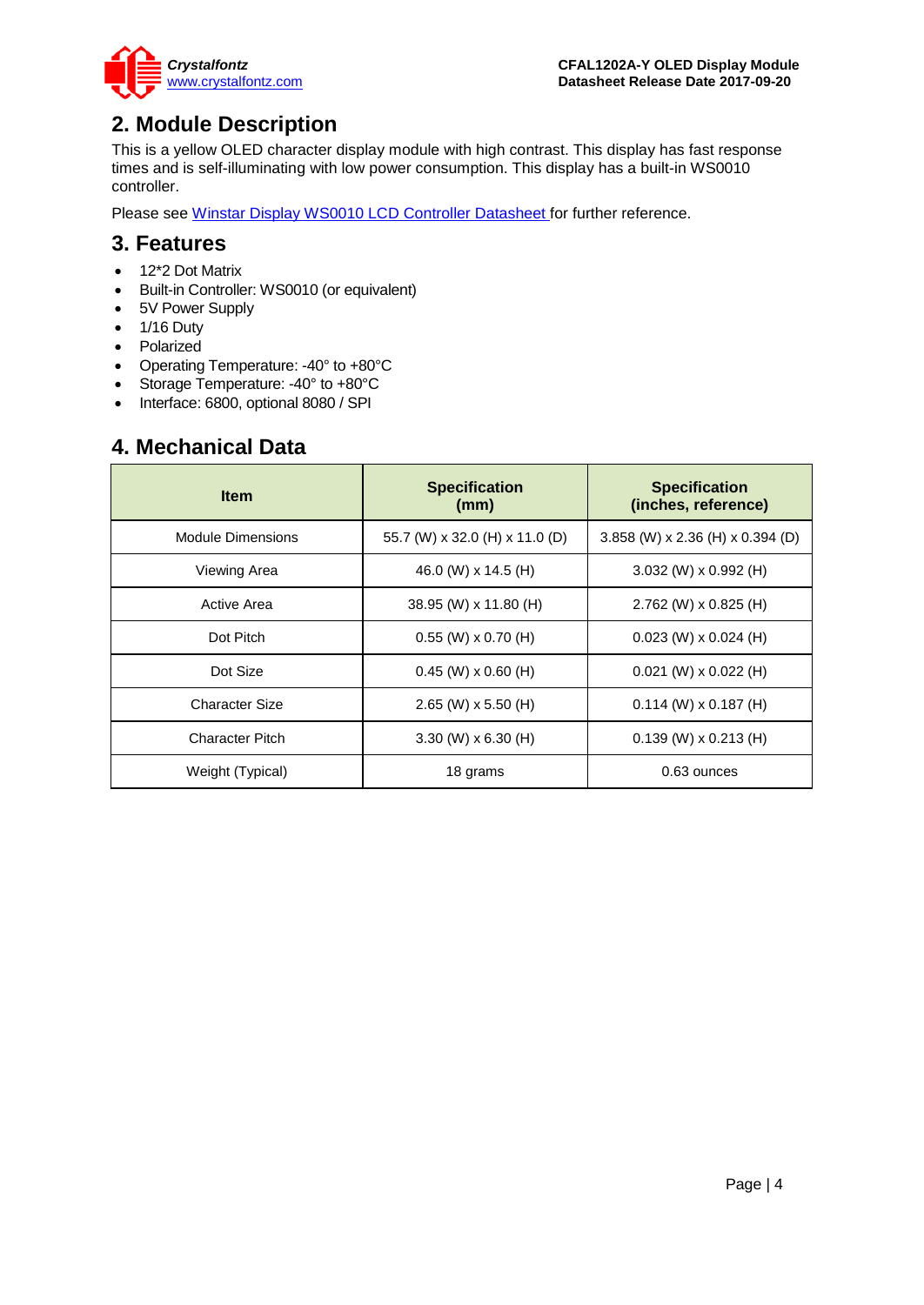## 2. Module Description

This is a yellow OLED character display module with high contrast. This display has fast response times and is self-illuminating with low power consumption. This display has a built-in WS0010 controller.

Please see Winstar Display WS0010 LCD Controller Datasheet for further reference.

## 3. Features

- 12*2 Dot Matrix
- Built-in Controller: WS0010 (or equivalent)
- 5V Power Supply
- 1/16 Duty
- Polarized
- Operating Temperature: -40° to +80°C
- Storage Temperature: -40° to +80°C
- Interface: 6800, optional 8080 / SPI

## 4. Mechanical Data

| Item | Specification (mm) | Specification (inches, reference) |
|---|---|---|
| Module Dimensions | 55.7 (W) x 32.0 (H) x 11.0 (D) | 3.858 (W) x 2.36 (H) x 0.394 (D) |
| Viewing Area | 46.0 (W) x 14.5 (H) | 3.032 (W) x 0.992 (H) |
| Active Area | 38.95 (W) x 11.80 (H) | 2.762 (W) x 0.825 (H) |
| Dot Pitch | 0.55 (W) x 0.70 (H) | 0.023 (W) x 0.024 (H) |
| Dot Size | 0.45 (W) x 0.60 (H) | 0.021 (W) x 0.022 (H) |
| Character Size | 2.65 (W) x 5.50 (H) | 0.114 (W) x 0.187 (H) |
| Character Pitch | 3.30 (W) x 6.30 (H) | 0.139 (W) x 0.213 (H) |
| Weight (Typical) | 18 grams | 0.63 ounces |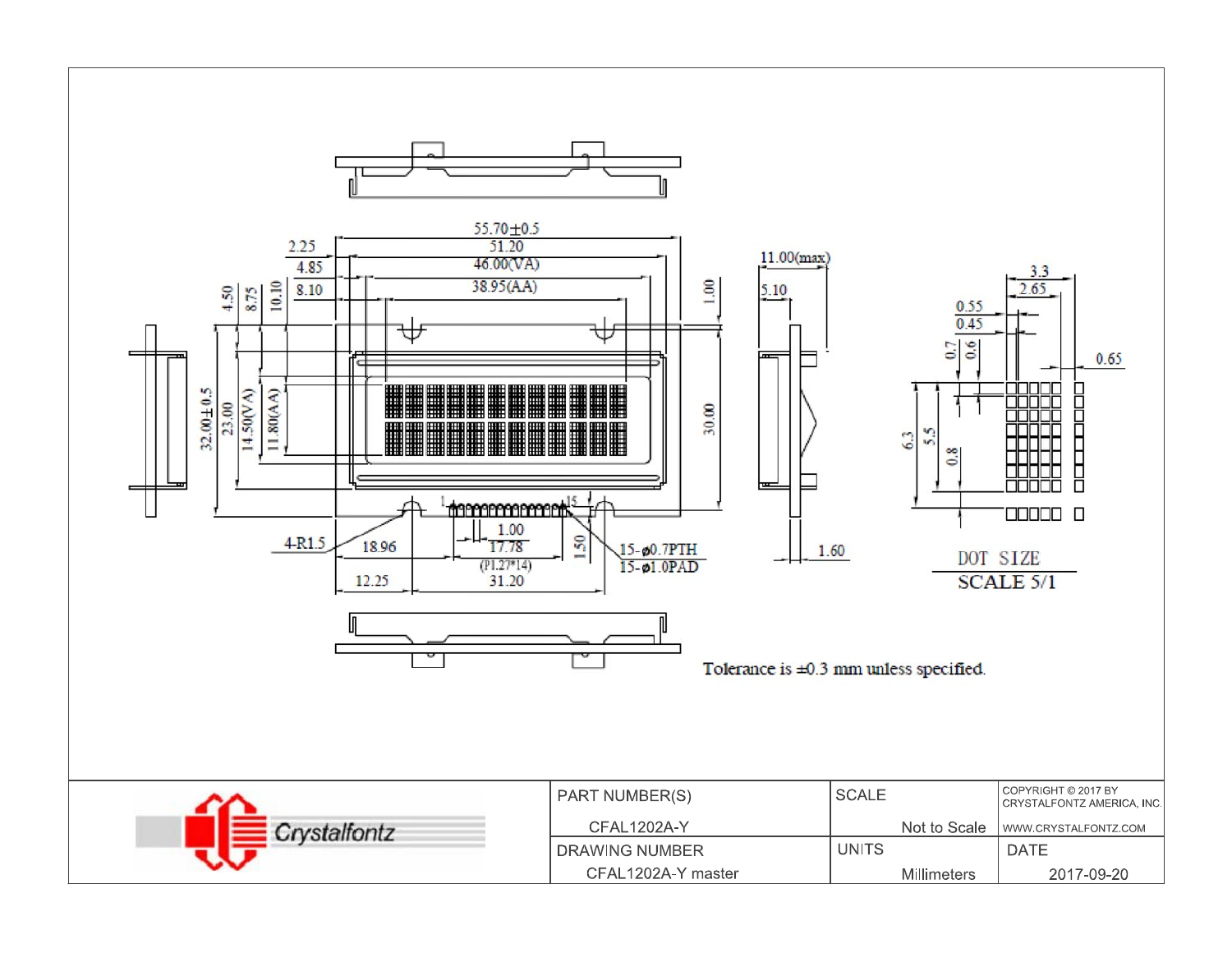55.70±0.5

51.20

46.00(VA)

38.95(AA)

2.25

4.85

8.10

4.50

8.75

10.10

1.00

11.00(max)

5.10

32.00±0.5

23.00

14.50(VA)

11.80(AA)

30.00

4-R1.5

18.96

1.00

17.78

(P1.27*14)

1.50

15-ø0.7PTH

15-ø1.0PAD

12.25

31.20

1.60

3.3

2.65

0.55

0.45

0.7

0.6

0.65

6.3

5.5

0.8

DOT SIZE

SCALE 5/1

Tolerance is ±0.3 mm unless specified.

| PART NUMBER(S) | SCALE | COPYRIGHT © 2017 BY CRYSTALFONTZ AMERICA, INC. |
|---|---|---|
| CFAL1202A-Y | Not to Scale | WWW.CRYSTALFONTZ.COM |
| DRAWING NUMBER | UNITS | DATE |
| CFAL1202A-Y master | Millimeters | 2017-09-20 |

Crystalfontz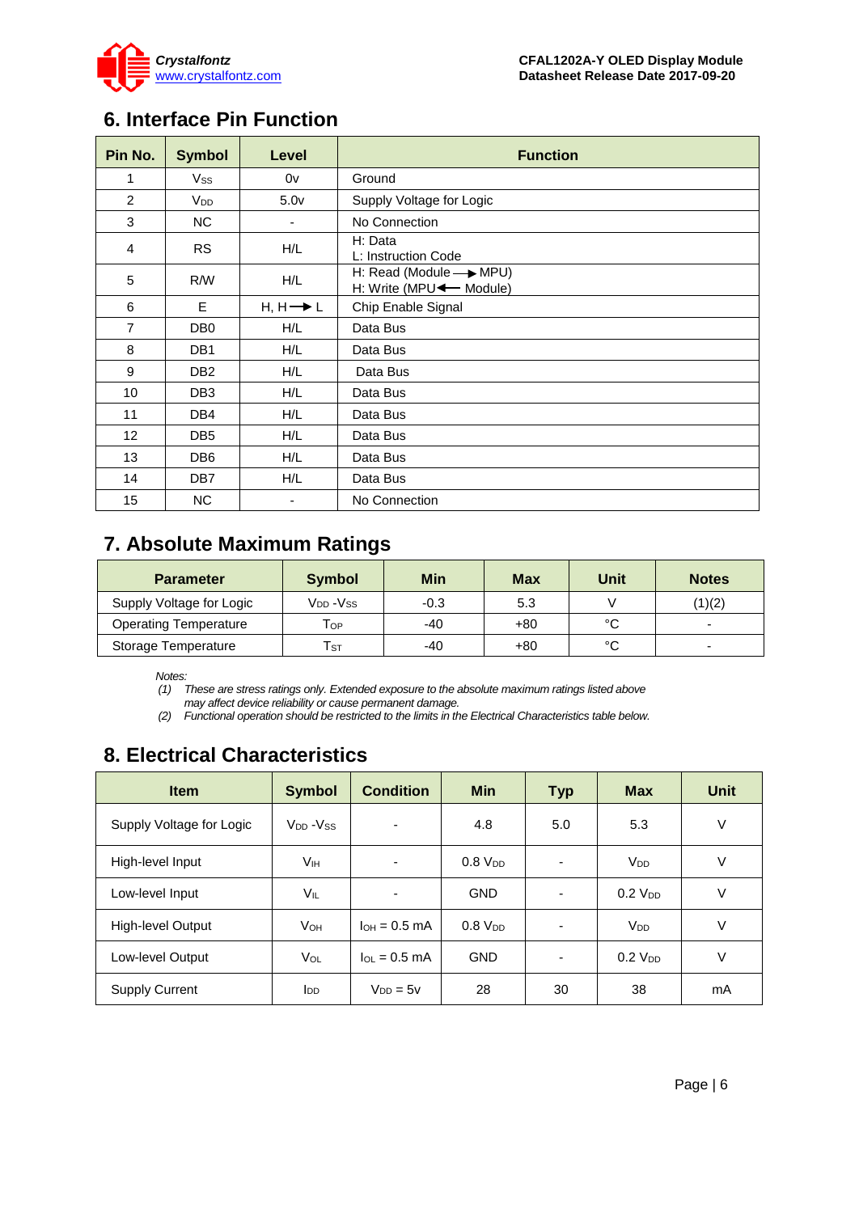## 6. Interface Pin Function

| Pin No. | Symbol | Level | Function |
|---|---|---|---|
| 1 | $V_{SS}$ | 0v | Ground |
| 2 | $V_{DD}$ | 5.0v | Supply Voltage for Logic |
| 3 | NC | - | No Connection |
| 4 | RS | H/L | H: Data<br>L: Instruction Code |
| 5 | R/W | H/L | H: Read (Module → MPU)<br>H: Write (MPU ← Module) |
| 6 | E | H, H → L | Chip Enable Signal |
| 7 | DB0 | H/L | Data Bus |
| 8 | DB1 | H/L | Data Bus |
| 9 | DB2 | H/L | Data Bus |
| 10 | DB3 | H/L | Data Bus |
| 11 | DB4 | H/L | Data Bus |
| 12 | DB5 | H/L | Data Bus |
| 13 | DB6 | H/L | Data Bus |
| 14 | DB7 | H/L | Data Bus |
| 15 | NC | - | No Connection |

## 7. Absolute Maximum Ratings

| Parameter | Symbol | Min | Max | Unit | Notes |
|---|---|---|---|---|---|
| Supply Voltage for Logic | $V_{DD}$ -$V_{SS}$ | -0.3 | 5.3 | V | (1)(2) |
| Operating Temperature | $T_{OP}$ | -40 | +80 | °C | - |
| Storage Temperature | $T_{ST}$ | -40 | +80 | °C | - |

*Notes:*
*(1) These are stress ratings only. Extended exposure to the absolute maximum ratings listed above may affect device reliability or cause permanent damage.*
*(2) Functional operation should be restricted to the limits in the Electrical Characteristics table below.*

## 8. Electrical Characteristics

| Item | Symbol | Condition | Min | Typ | Max | Unit |
|---|---|---|---|---|---|---|
| Supply Voltage for Logic | $V_{DD}$ -$V_{SS}$ | - | 4.8 | 5.0 | 5.3 | V |
| High-level Input | $V_{IH}$ | - | 0.8 $V_{DD}$ | - | $V_{DD}$ | V |
| Low-level Input | $V_{IL}$ | - | GND | - | 0.2 $V_{DD}$ | V |
| High-level Output | $V_{OH}$ | $I_{OH}$ = 0.5 mA | 0.8 $V_{DD}$ | - | $V_{DD}$ | V |
| Low-level Output | $V_{OL}$ | $I_{OL}$ = 0.5 mA | GND | - | 0.2 $V_{DD}$ | V |
| Supply Current | $I_{DD}$ | $V_{DD}$ = 5v | 28 | 30 | 38 | mA |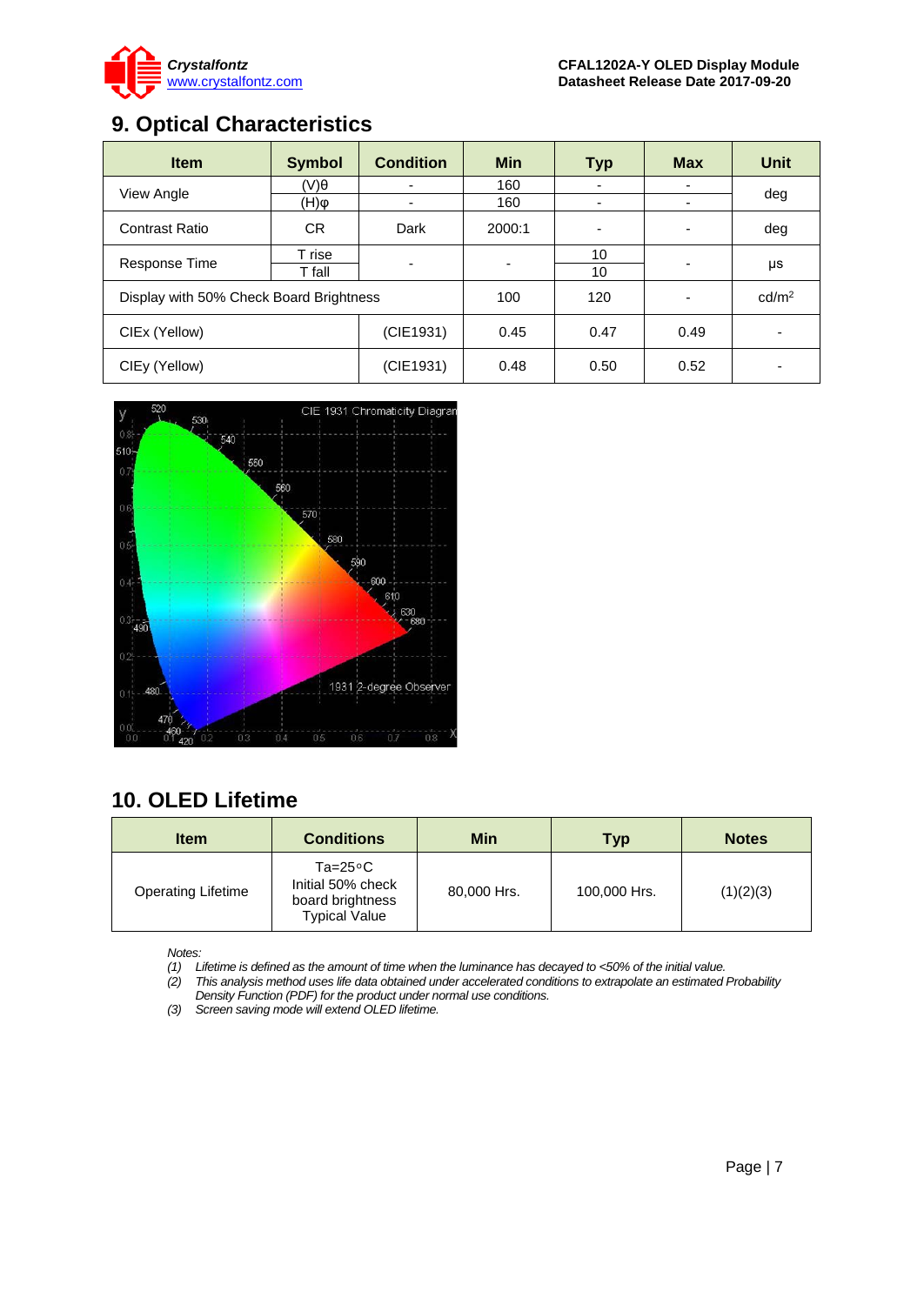## 9. Optical Characteristics

| Item | Symbol | Condition | Min | Typ | Max | Unit |
|---|---|---|---|---|---|---|
| View Angle | (V)θ | - | 160 | - | - | deg |
| | (H)φ | - | 160 | - | - | |
| Contrast Ratio | CR | Dark | 2000:1 | - | - | deg |
| Response Time | T rise | - | - | 10 | - | μs |
| | T fall | | | 10 | | |
| Display with 50% Check Board Brightness | | | 100 | 120 | - | cd/m² |
| CIEx (Yellow) | | (CIE1931) | 0.45 | 0.47 | 0.49 | - |
| CIEy (Yellow) | | (CIE1931) | 0.48 | 0.50 | 0.52 | - |

## 10. OLED Lifetime

| Item | Conditions | Min | Typ | Notes |
|---|---|---|---|---|
| Operating Lifetime | Ta=25°C Initial 50% check board brightness Typical Value | 80,000 Hrs. | 100,000 Hrs. | (1)(2)(3) |

*Notes:*

*(1) Lifetime is defined as the amount of time when the luminance has decayed to <50% of the initial value.*

*(2) This analysis method uses life data obtained under accelerated conditions to extrapolate an estimated Probability Density Function (PDF) for the product under normal use conditions.*

*(3) Screen saving mode will extend OLED lifetime.*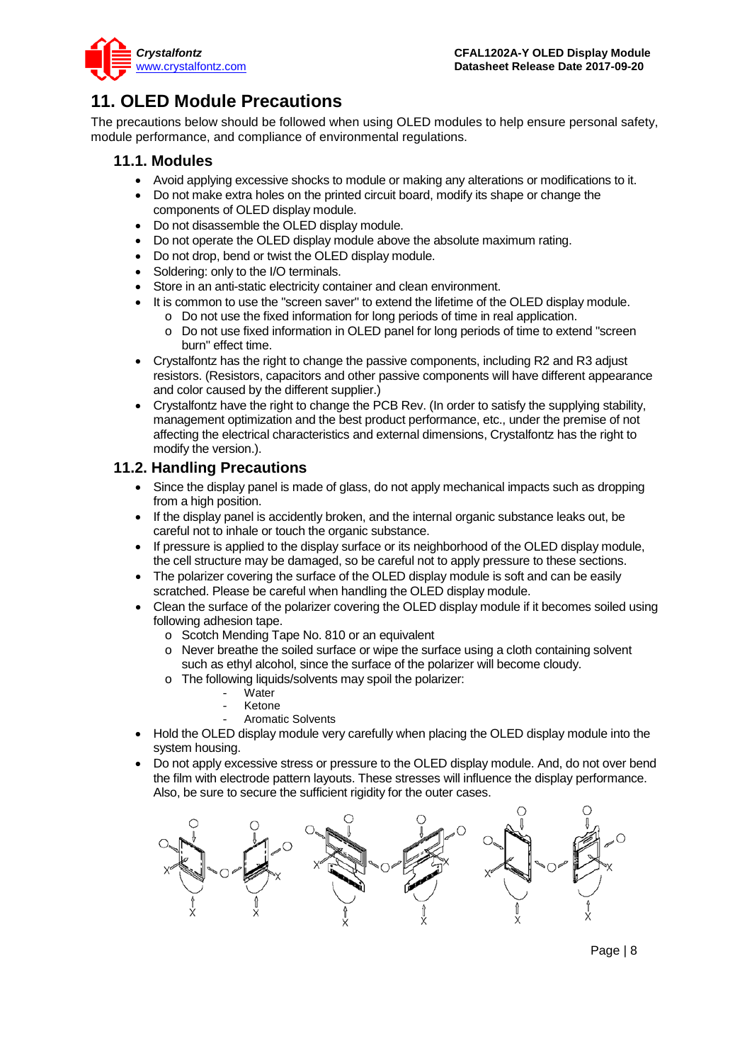# 11. OLED Module Precautions

The precautions below should be followed when using OLED modules to help ensure personal safety, module performance, and compliance of environmental regulations.

## 11.1. Modules

- Avoid applying excessive shocks to module or making any alterations or modifications to it.
- Do not make extra holes on the printed circuit board, modify its shape or change the components of OLED display module.
- Do not disassemble the OLED display module.
- Do not operate the OLED display module above the absolute maximum rating.
- Do not drop, bend or twist the OLED display module.
- Soldering: only to the I/O terminals.
- Store in an anti-static electricity container and clean environment.
- It is common to use the "screen saver" to extend the lifetime of the OLED display module.
  - Do not use the fixed information for long periods of time in real application.
  - Do not use fixed information in OLED panel for long periods of time to extend "screen burn" effect time.
- Crystalfontz has the right to change the passive components, including R2 and R3 adjust resistors. (Resistors, capacitors and other passive components will have different appearance and color caused by the different supplier.)
- Crystalfontz have the right to change the PCB Rev. (In order to satisfy the supplying stability, management optimization and the best product performance, etc., under the premise of not affecting the electrical characteristics and external dimensions, Crystalfontz has the right to modify the version.).

## 11.2. Handling Precautions

- Since the display panel is made of glass, do not apply mechanical impacts such as dropping from a high position.
- If the display panel is accidently broken, and the internal organic substance leaks out, be careful not to inhale or touch the organic substance.
- If pressure is applied to the display surface or its neighborhood of the OLED display module, the cell structure may be damaged, so be careful not to apply pressure to these sections.
- The polarizer covering the surface of the OLED display module is soft and can be easily scratched. Please be careful when handling the OLED display module.
- Clean the surface of the polarizer covering the OLED display module if it becomes soiled using following adhesion tape.
  - Scotch Mending Tape No. 810 or an equivalent
  - Never breathe the soiled surface or wipe the surface using a cloth containing solvent such as ethyl alcohol, since the surface of the polarizer will become cloudy.
  - The following liquids/solvents may spoil the polarizer:
    - Water
    - Ketone
    - Aromatic Solvents
- Hold the OLED display module very carefully when placing the OLED display module into the system housing.
- Do not apply excessive stress or pressure to the OLED display module. And, do not over bend the film with electrode pattern layouts. These stresses will influence the display performance. Also, be sure to secure the sufficient rigidity for the outer cases.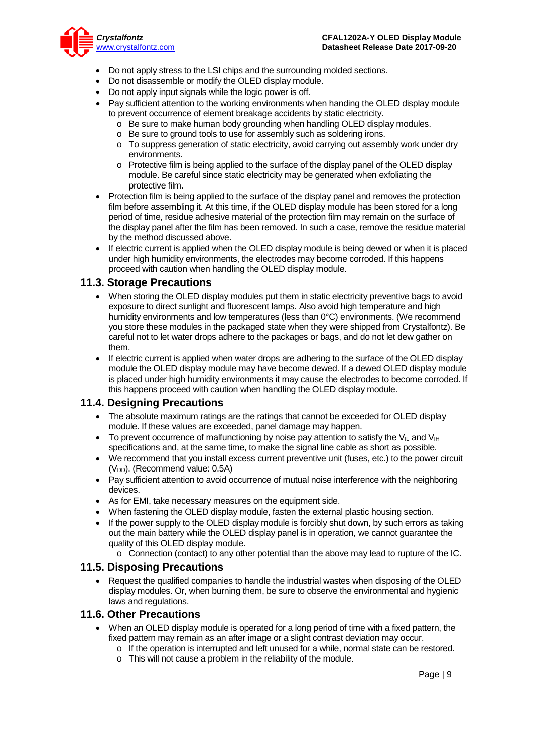- Do not apply stress to the LSI chips and the surrounding molded sections.
- Do not disassemble or modify the OLED display module.
- Do not apply input signals while the logic power is off.
- Pay sufficient attention to the working environments when handing the OLED display module to prevent occurrence of element breakage accidents by static electricity.
  - Be sure to make human body grounding when handling OLED display modules.
  - Be sure to ground tools to use for assembly such as soldering irons.
  - To suppress generation of static electricity, avoid carrying out assembly work under dry environments.
  - Protective film is being applied to the surface of the display panel of the OLED display module. Be careful since static electricity may be generated when exfoliating the protective film.
- Protection film is being applied to the surface of the display panel and removes the protection film before assembling it. At this time, if the OLED display module has been stored for a long period of time, residue adhesive material of the protection film may remain on the surface of the display panel after the film has been removed. In such a case, remove the residue material by the method discussed above.
- If electric current is applied when the OLED display module is being dewed or when it is placed under high humidity environments, the electrodes may become corroded. If this happens proceed with caution when handling the OLED display module.

## 11.3. Storage Precautions

- When storing the OLED display modules put them in static electricity preventive bags to avoid exposure to direct sunlight and fluorescent lamps. Also avoid high temperature and high humidity environments and low temperatures (less than 0°C) environments. (We recommend you store these modules in the packaged state when they were shipped from Crystalfontz). Be careful not to let water drops adhere to the packages or bags, and do not let dew gather on them.
- If electric current is applied when water drops are adhering to the surface of the OLED display module the OLED display module may have become dewed. If a dewed OLED display module is placed under high humidity environments it may cause the electrodes to become corroded. If this happens proceed with caution when handling the OLED display module.

## 11.4. Designing Precautions

- The absolute maximum ratings are the ratings that cannot be exceeded for OLED display module. If these values are exceeded, panel damage may happen.
- To prevent occurrence of malfunctioning by noise pay attention to satisfy the $V_{IL}$ and $V_{IH}$ specifications and, at the same time, to make the signal line cable as short as possible.
- We recommend that you install excess current preventive unit (fuses, etc.) to the power circuit ($V_{DD}$). (Recommend value: 0.5A)
- Pay sufficient attention to avoid occurrence of mutual noise interference with the neighboring devices.
- As for EMI, take necessary measures on the equipment side.
- When fastening the OLED display module, fasten the external plastic housing section.
- If the power supply to the OLED display module is forcibly shut down, by such errors as taking out the main battery while the OLED display panel is in operation, we cannot guarantee the quality of this OLED display module.
  - Connection (contact) to any other potential than the above may lead to rupture of the IC.

## 11.5. Disposing Precautions

- Request the qualified companies to handle the industrial wastes when disposing of the OLED display modules. Or, when burning them, be sure to observe the environmental and hygienic laws and regulations.

## 11.6. Other Precautions

- When an OLED display module is operated for a long period of time with a fixed pattern, the fixed pattern may remain as an after image or a slight contrast deviation may occur.
  - If the operation is interrupted and left unused for a while, normal state can be restored.
  - This will not cause a problem in the reliability of the module.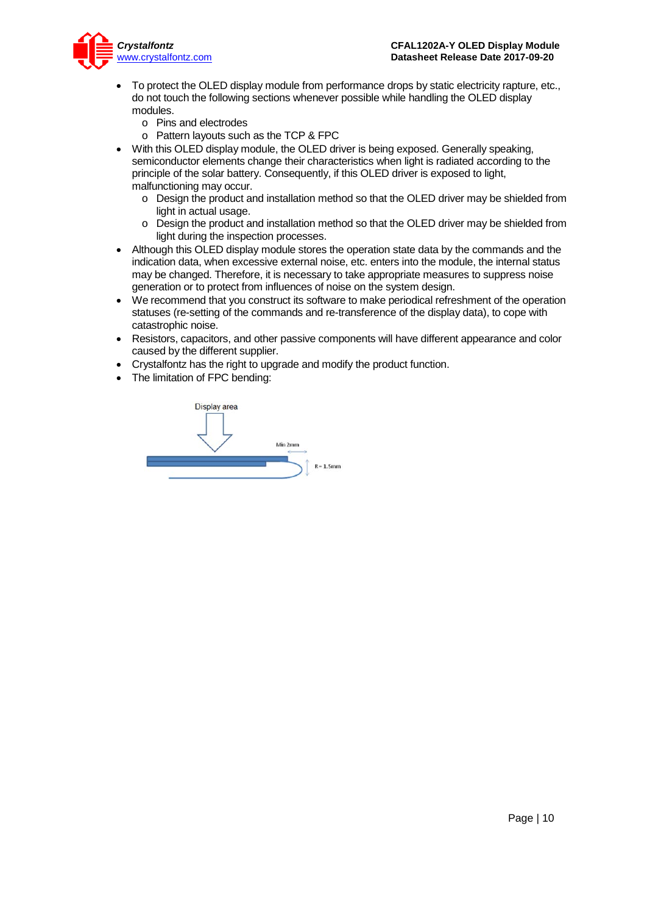- To protect the OLED display module from performance drops by static electricity rapture, etc., do not touch the following sections whenever possible while handling the OLED display modules.
  - Pins and electrodes
  - Pattern layouts such as the TCP & FPC
- With this OLED display module, the OLED driver is being exposed. Generally speaking, semiconductor elements change their characteristics when light is radiated according to the principle of the solar battery. Consequently, if this OLED driver is exposed to light, malfunctioning may occur.
  - Design the product and installation method so that the OLED driver may be shielded from light in actual usage.
  - Design the product and installation method so that the OLED driver may be shielded from light during the inspection processes.
- Although this OLED display module stores the operation state data by the commands and the indication data, when excessive external noise, etc. enters into the module, the internal status may be changed. Therefore, it is necessary to take appropriate measures to suppress noise generation or to protect from influences of noise on the system design.
- We recommend that you construct its software to make periodical refreshment of the operation statuses (re-setting of the commands and re-transference of the display data), to cope with catastrophic noise.
- Resistors, capacitors, and other passive components will have different appearance and color caused by the different supplier.
- Crystalfontz has the right to upgrade and modify the product function.
- The limitation of FPC bending:

Display area

Min 2mm

R= 1.5mm